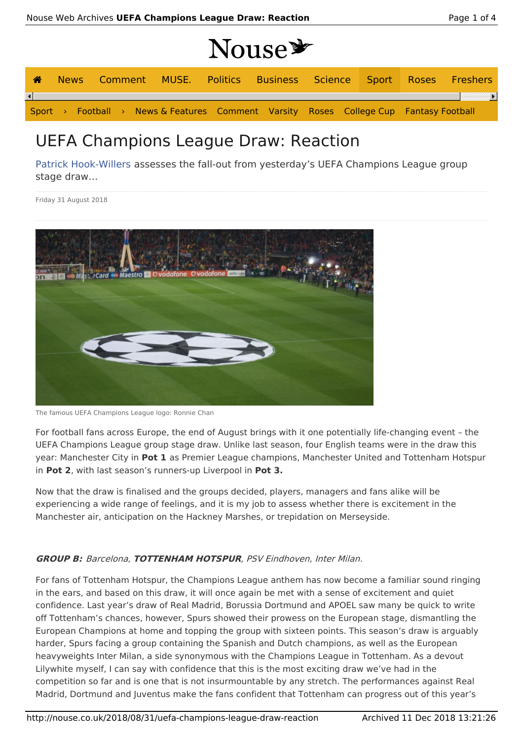# UEFA Champions League Draw: Reaction

Patrick Hook-Willers assesses the fall-out from yesterday's UEFA Champions League group stage draw…

Friday 31 August 2018

The famous UEFA Champions League logo: Ronnie Chan

For football fans across Europe, the end of August brings with it one potentially life-changing event – the UEFA Champions League group stage draw. Unlike last season, four English teams were in the draw this year: Manchester City in **Pot 1** as Premier League champions, Manchester United and Tottenham Hotspur in **Pot 2**, with last season's runners-up Liverpool in **Pot 3.**

Now that the draw is finalised and the groups decided, players, managers and fans alike will be experiencing a wide range of feelings, and it is my job to assess whether there is excitement in the Manchester air, anticipation on the Hackney Marshes, or trepidation on Merseyside.

***GROUP B:*** *Barcelona,* ***TOTTENHAM HOTSPUR****, PSV Eindhoven, Inter Milan.*

For fans of Tottenham Hotspur, the Champions League anthem has now become a familiar sound ringing in the ears, and based on this draw, it will once again be met with a sense of excitement and quiet confidence. Last year's draw of Real Madrid, Borussia Dortmund and APOEL saw many be quick to write off Tottenham's chances, however, Spurs showed their prowess on the European stage, dismantling the European Champions at home and topping the group with sixteen points. This season's draw is arguably harder, Spurs facing a group containing the Spanish and Dutch champions, as well as the European heavyweights Inter Milan, a side synonymous with the Champions League in Tottenham. As a devout Lilywhite myself, I can say with confidence that this is the most exciting draw we've had in the competition so far and is one that is not insurmountable by any stretch. The performances against Real Madrid, Dortmund and Juventus make the fans confident that Tottenham can progress out of this year's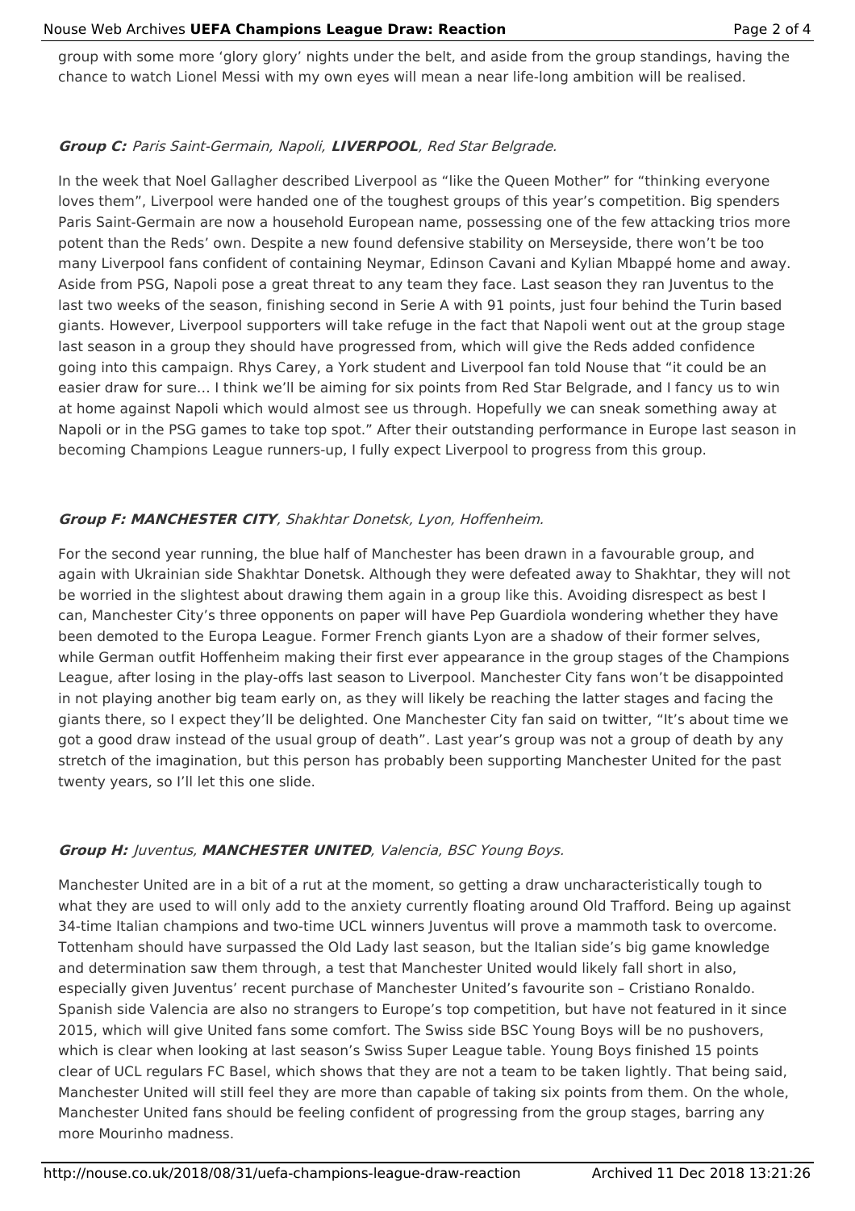group with some more 'glory glory' nights under the belt, and aside from the group standings, having the chance to watch Lionel Messi with my own eyes will mean a near life-long ambition will be realised.

***Group C:*** *Paris Saint-Germain, Napoli,* ***LIVERPOOL****, Red Star Belgrade.*

In the week that Noel Gallagher described Liverpool as "like the Queen Mother" for "thinking everyone loves them", Liverpool were handed one of the toughest groups of this year's competition. Big spenders Paris Saint-Germain are now a household European name, possessing one of the few attacking trios more potent than the Reds' own. Despite a new found defensive stability on Merseyside, there won't be too many Liverpool fans confident of containing Neymar, Edinson Cavani and Kylian Mbappé home and away. Aside from PSG, Napoli pose a great threat to any team they face. Last season they ran Juventus to the last two weeks of the season, finishing second in Serie A with 91 points, just four behind the Turin based giants. However, Liverpool supporters will take refuge in the fact that Napoli went out at the group stage last season in a group they should have progressed from, which will give the Reds added confidence going into this campaign. Rhys Carey, a York student and Liverpool fan told Nouse that "it could be an easier draw for sure… I think we'll be aiming for six points from Red Star Belgrade, and I fancy us to win at home against Napoli which would almost see us through. Hopefully we can sneak something away at Napoli or in the PSG games to take top spot." After their outstanding performance in Europe last season in becoming Champions League runners-up, I fully expect Liverpool to progress from this group.

***Group F: MANCHESTER CITY****, Shakhtar Donetsk, Lyon, Hoffenheim.*

For the second year running, the blue half of Manchester has been drawn in a favourable group, and again with Ukrainian side Shakhtar Donetsk. Although they were defeated away to Shakhtar, they will not be worried in the slightest about drawing them again in a group like this. Avoiding disrespect as best I can, Manchester City's three opponents on paper will have Pep Guardiola wondering whether they have been demoted to the Europa League. Former French giants Lyon are a shadow of their former selves, while German outfit Hoffenheim making their first ever appearance in the group stages of the Champions League, after losing in the play-offs last season to Liverpool. Manchester City fans won't be disappointed in not playing another big team early on, as they will likely be reaching the latter stages and facing the giants there, so I expect they'll be delighted. One Manchester City fan said on twitter, "It's about time we got a good draw instead of the usual group of death". Last year's group was not a group of death by any stretch of the imagination, but this person has probably been supporting Manchester United for the past twenty years, so I'll let this one slide.

***Group H:*** *Juventus,* ***MANCHESTER UNITED****, Valencia, BSC Young Boys.*

Manchester United are in a bit of a rut at the moment, so getting a draw uncharacteristically tough to what they are used to will only add to the anxiety currently floating around Old Trafford. Being up against 34-time Italian champions and two-time UCL winners Juventus will prove a mammoth task to overcome. Tottenham should have surpassed the Old Lady last season, but the Italian side's big game knowledge and determination saw them through, a test that Manchester United would likely fall short in also, especially given Juventus' recent purchase of Manchester United's favourite son – Cristiano Ronaldo. Spanish side Valencia are also no strangers to Europe's top competition, but have not featured in it since 2015, which will give United fans some comfort. The Swiss side BSC Young Boys will be no pushovers, which is clear when looking at last season's Swiss Super League table. Young Boys finished 15 points clear of UCL regulars FC Basel, which shows that they are not a team to be taken lightly. That being said, Manchester United will still feel they are more than capable of taking six points from them. On the whole, Manchester United fans should be feeling confident of progressing from the group stages, barring any more Mourinho madness.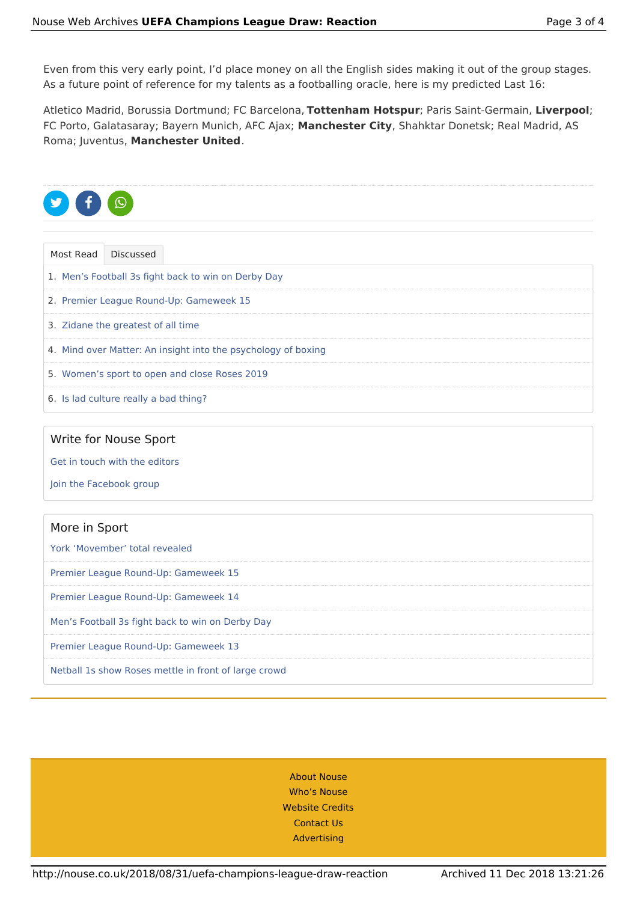Even from this very early point, I'd place money on all the English sides making it out of the group stages. As a future point of reference for my talents as a footballing oracle, here is my predicted Last 16:

Atletico Madrid, Borussia Dortmund; FC Barcelona, **Tottenham Hotspur**; Paris Saint-Germain, **Liverpool**; FC Porto, Galatasaray; Bayern Munich, AFC Ajax; **Manchester City**, Shahktar Donetsk; Real Madrid, AS Roma; Juventus, **Manchester United**.

Most Read | Discussed

1. Men's Football 3s fight back to win on Derby Day
2. Premier League Round-Up: Gameweek 15
3. Zidane the greatest of all time
4. Mind over Matter: An insight into the psychology of boxing
5. Women's sport to open and close Roses 2019
6. Is lad culture really a bad thing?

### Write for Nouse Sport

Get in touch with the editors

Join the Facebook group

### More in Sport

- York 'Movember' total revealed
- Premier League Round-Up: Gameweek 15
- Premier League Round-Up: Gameweek 14
- Men's Football 3s fight back to win on Derby Day
- Premier League Round-Up: Gameweek 13
- Netball 1s show Roses mettle in front of large crowd

About Nouse
Who's Nouse
Website Credits
Contact Us
Advertising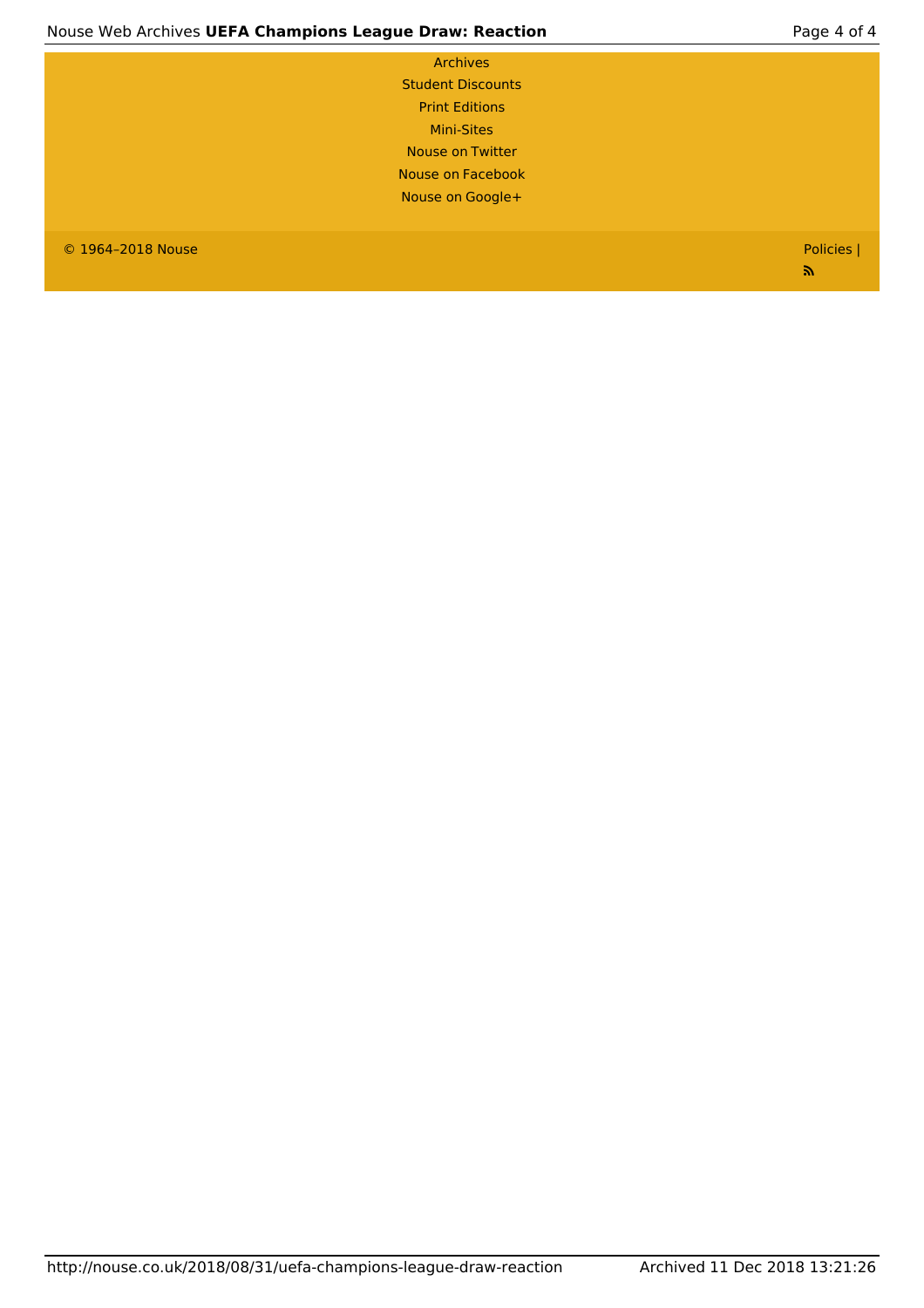Archives

Student Discounts

Print Editions

Mini-Sites

Nouse on Twitter

Nouse on Facebook

Nouse on Google+

© 1964–2018 Nouse

Policies |